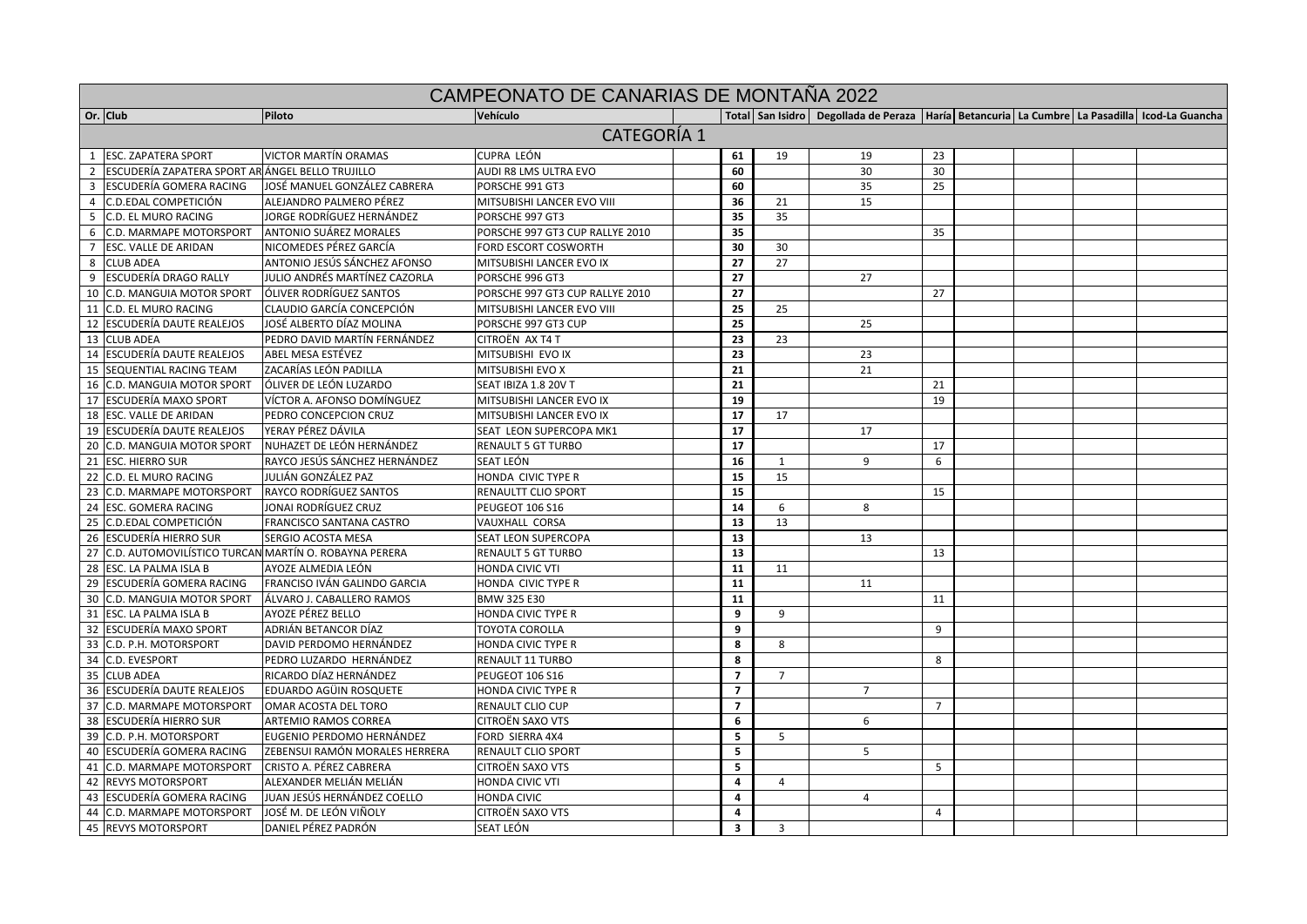# CAMPEONATO DE CANARIAS DE MONTAÑA 2022

| Or. | Club | Piloto | Vehículo | | Total | San Isidro | Degollada de Peraza | Haría | Betancuria | La Cumbre | La Pasadilla | Icod-La Guancha |
|---|---|---|---|---|---|---|---|---|---|---|---|---|
| | | | CATEGORÍA 1 | | | | | | | | | |
| 1 | ESC. ZAPATERA SPORT | VICTOR MARTÍN ORAMAS | CUPRA LEÓN | | **61** | 19 | 19 | 23 | | | | |
| 2 | ESCUDERÍA ZAPATERA SPORT AR | ÁNGEL BELLO TRUJILLO | AUDI R8 LMS ULTRA EVO | | **60** | | 30 | 30 | | | | |
| 3 | ESCUDERÍA GOMERA RACING | JOSÉ MANUEL GONZÁLEZ CABRERA | PORSCHE 991 GT3 | | **60** | | 35 | 25 | | | | |
| 4 | C.D.EDAL COMPETICIÓN | ALEJANDRO PALMERO PÉREZ | MITSUBISHI LANCER EVO VIII | | **36** | 21 | 15 | | | | | |
| 5 | C.D. EL MURO RACING | JORGE RODRÍGUEZ HERNÁNDEZ | PORSCHE 997 GT3 | | **35** | 35 | | | | | | |
| 6 | C.D. MARMAPE MOTORSPORT | ANTONIO SUÁREZ MORALES | PORSCHE 997 GT3 CUP RALLYE 2010 | | **35** | | | 35 | | | | |
| 7 | ESC. VALLE DE ARIDAN | NICOMEDES PÉREZ GARCÍA | FORD ESCORT COSWORTH | | **30** | 30 | | | | | | |
| 8 | CLUB ADEA | ANTONIO JESÚS SÁNCHEZ AFONSO | MITSUBISHI LANCER EVO IX | | **27** | 27 | | | | | | |
| 9 | ESCUDERÍA DRAGO RALLY | JULIO ANDRÉS MARTÍNEZ CAZORLA | PORSCHE 996 GT3 | | **27** | | 27 | | | | | |
| 10 | C.D. MANGUIA MOTOR SPORT | ÓLIVER RODRÍGUEZ SANTOS | PORSCHE 997 GT3 CUP RALLYE 2010 | | **27** | | | 27 | | | | |
| 11 | C.D. EL MURO RACING | CLAUDIO GARCÍA CONCEPCIÓN | MITSUBISHI LANCER EVO VIII | | **25** | 25 | | | | | | |
| 12 | ESCUDERÍA DAUTE REALEJOS | JOSÉ ALBERTO DÍAZ MOLINA | PORSCHE 997 GT3 CUP | | **25** | | 25 | | | | | |
| 13 | CLUB ADEA | PEDRO DAVID MARTÍN FERNÁNDEZ | CITROËN AX T4 T | | **23** | 23 | | | | | | |
| 14 | ESCUDERÍA DAUTE REALEJOS | ABEL MESA ESTÉVEZ | MITSUBISHI EVO IX | | **23** | | 23 | | | | | |
| 15 | SEQUENTIAL RACING TEAM | ZACARÍAS LEÓN PADILLA | MITSUBISHI EVO X | | **21** | | 21 | | | | | |
| 16 | C.D. MANGUIA MOTOR SPORT | ÓLIVER DE LEÓN LUZARDO | SEAT IBIZA 1.8 20V T | | **21** | | | 21 | | | | |
| 17 | ESCUDERÍA MAXO SPORT | VÍCTOR A. AFONSO DOMÍNGUEZ | MITSUBISHI LANCER EVO IX | | **19** | | | 19 | | | | |
| 18 | ESC. VALLE DE ARIDAN | PEDRO CONCEPCION CRUZ | MITSUBISHI LANCER EVO IX | | **17** | 17 | | | | | | |
| 19 | ESCUDERÍA DAUTE REALEJOS | YERAY PÉREZ DÁVILA | SEAT LEON SUPERCOPA MK1 | | **17** | | 17 | | | | | |
| 20 | C.D. MANGUIA MOTOR SPORT | NUHAZET DE LEÓN HERNÁNDEZ | RENAULT 5 GT TURBO | | **17** | | | 17 | | | | |
| 21 | ESC. HIERRO SUR | RAYCO JESÚS SÁNCHEZ HERNÁNDEZ | SEAT LEÓN | | **16** | 1 | 9 | 6 | | | | |
| 22 | C.D. EL MURO RACING | JULIÁN GONZÁLEZ PAZ | HONDA CIVIC TYPE R | | **15** | 15 | | | | | | |
| 23 | C.D. MARMAPE MOTORSPORT | RAYCO RODRÍGUEZ SANTOS | RENAULTT CLIO SPORT | | **15** | | | 15 | | | | |
| 24 | ESC. GOMERA RACING | JONAI RODRÍGUEZ CRUZ | PEUGEOT 106 S16 | | **14** | 6 | 8 | | | | | |
| 25 | C.D.EDAL COMPETICIÓN | FRANCISCO SANTANA CASTRO | VAUXHALL CORSA | | **13** | 13 | | | | | | |
| 26 | ESCUDERÍA HIERRO SUR | SERGIO ACOSTA MESA | SEAT LEON SUPERCOPA | | **13** | | 13 | | | | | |
| 27 | C.D. AUTOMOVILÍSTICO TURCAN | MARTÍN O. ROBAYNA PERERA | RENAULT 5 GT TURBO | | **13** | | | 13 | | | | |
| 28 | ESC. LA PALMA ISLA B | AYOZE ALMEDIA LEÓN | HONDA CIVIC VTI | | **11** | 11 | | | | | | |
| 29 | ESCUDERÍA GOMERA RACING | FRANCISO IVÁN GALINDO GARCIA | HONDA CIVIC TYPE R | | **11** | | 11 | | | | | |
| 30 | C.D. MANGUIA MOTOR SPORT | ÁLVARO J. CABALLERO RAMOS | BMW 325 E30 | | **11** | | | 11 | | | | |
| 31 | ESC. LA PALMA ISLA B | AYOZE PÉREZ BELLO | HONDA CIVIC TYPE R | | **9** | 9 | | | | | | |
| 32 | ESCUDERÍA MAXO SPORT | ADRIÁN BETANCOR DÍAZ | TOYOTA COROLLA | | **9** | | | 9 | | | | |
| 33 | C.D. P.H. MOTORSPORT | DAVID PERDOMO HERNÁNDEZ | HONDA CIVIC TYPE R | | **8** | 8 | | | | | | |
| 34 | C.D. EVESPORT | PEDRO LUZARDO HERNÁNDEZ | RENAULT 11 TURBO | | **8** | | | 8 | | | | |
| 35 | CLUB ADEA | RICARDO DÍAZ HERNÁNDEZ | PEUGEOT 106 S16 | | **7** | 7 | | | | | | |
| 36 | ESCUDERÍA DAUTE REALEJOS | EDUARDO AGÜIN ROSQUETE | HONDA CIVIC TYPE R | | **7** | | 7 | | | | | |
| 37 | C.D. MARMAPE MOTORSPORT | OMAR ACOSTA DEL TORO | RENAULT CLIO CUP | | **7** | | | 7 | | | | |
| 38 | ESCUDERÍA HIERRO SUR | ARTEMIO RAMOS CORREA | CITROËN SAXO VTS | | **6** | | 6 | | | | | |
| 39 | C.D. P.H. MOTORSPORT | EUGENIO PERDOMO HERNÁNDEZ | FORD SIERRA 4X4 | | **5** | 5 | | | | | | |
| 40 | ESCUDERÍA GOMERA RACING | ZEBENSUI RAMÓN MORALES HERRERA | RENAULT CLIO SPORT | | **5** | | 5 | | | | | |
| 41 | C.D. MARMAPE MOTORSPORT | CRISTO A. PÉREZ CABRERA | CITROËN SAXO VTS | | **5** | | | 5 | | | | |
| 42 | REVYS MOTORSPORT | ALEXANDER MELIÁN MELIÁN | HONDA CIVIC VTI | | **4** | 4 | | | | | | |
| 43 | ESCUDERÍA GOMERA RACING | JUAN JESÚS HERNÁNDEZ COELLO | HONDA CIVIC | | **4** | | 4 | | | | | |
| 44 | C.D. MARMAPE MOTORSPORT | JOSÉ M. DE LEÓN VIÑOLY | CITROËN SAXO VTS | | **4** | | | 4 | | | | |
| 45 | REVYS MOTORSPORT | DANIEL PÉREZ PADRÓN | SEAT LEÓN | | **3** | 3 | | | | | | |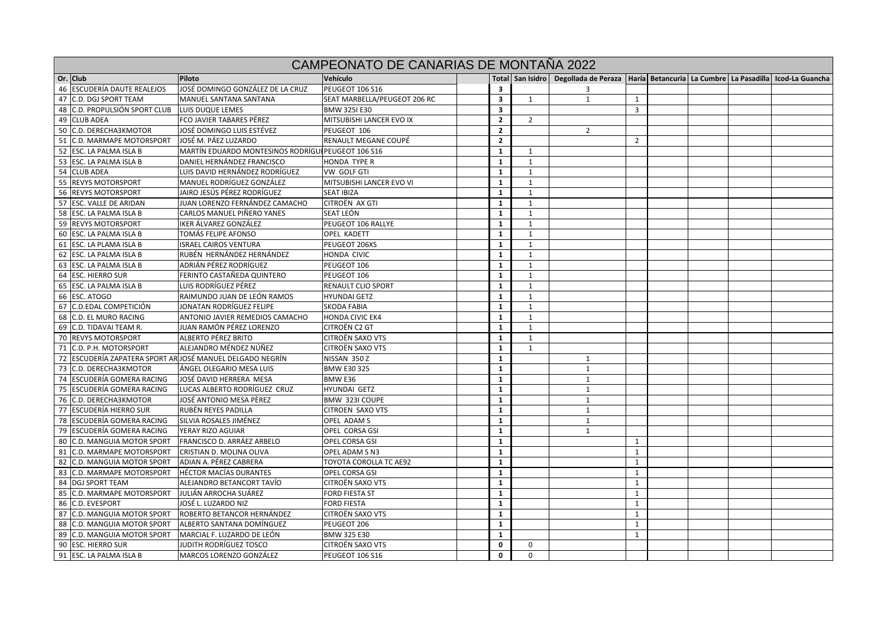# CAMPEONATO DE CANARIAS DE MONTAÑA 2022

| Or. | Club | Piloto | Vehículo | | Total | San Isidro | Degollada de Peraza | Haría | Betancuria | La Cumbre | La Pasadilla | Icod-La Guancha |
|---|---|---|---|---|---|---|---|---|---|---|---|---|
| 46 | ESCUDERÍA DAUTE REALEJOS | JOSÉ DOMINGO GONZÁLEZ DE LA CRUZ | PEUGEOT 106 S16 | | **3** | | 3 | | | | | |
| 47 | C.D. DGJ SPORT TEAM | MANUEL SANTANA SANTANA | SEAT MARBELLA/PEUGEOT 206 RC | | **3** | 1 | 1 | 1 | | | | |
| 48 | C.D. PROPULSIÓN SPORT CLUB | LUIS DUQUE LEMES | BMW 325I E30 | | **3** | | | 3 | | | | |
| 49 | CLUB ADEA | FCO JAVIER TABARES PÉREZ | MITSUBISHI LANCER EVO IX | | **2** | 2 | | | | | | |
| 50 | C.D. DERECHA3KMOTOR | JOSÉ DOMINGO LUIS ESTÉVEZ | PEUGEOT 106 | | **2** | | 2 | | | | | |
| 51 | C.D. MARMAPE MOTORSPORT | JOSÉ M. PÁEZ LUZARDO | RENAULT MEGANE COUPÉ | | **2** | | | 2 | | | | |
| 52 | ESC. LA PALMA ISLA B | MARTÍN EDUARDO MONTESINOS RODRÍGUI | PEUGEOT 106 S16 | | **1** | 1 | | | | | | |
| 53 | ESC. LA PALMA ISLA B | DANIEL HERNÁNDEZ FRANCISCO | HONDA TYPE R | | **1** | 1 | | | | | | |
| 54 | CLUB ADEA | LUIS DAVID HERNÁNDEZ RODRÍGUEZ | VW GOLF GTI | | **1** | 1 | | | | | | |
| 55 | REVYS MOTORSPORT | MANUEL RODRÍGUEZ GONZÁLEZ | MITSUBISHI LANCER EVO VI | | **1** | 1 | | | | | | |
| 56 | REVYS MOTORSPORT | JAIRO JESÚS PÉREZ RODRÍGUEZ | SEAT IBIZA | | **1** | 1 | | | | | | |
| 57 | ESC. VALLE DE ARIDAN | JUAN LORENZO FERNÁNDEZ CAMACHO | CITROËN AX GTI | | **1** | 1 | | | | | | |
| 58 | ESC. LA PALMA ISLA B | CARLOS MANUEL PIÑERO YANES | SEAT LEÓN | | **1** | 1 | | | | | | |
| 59 | REVYS MOTORSPORT | IKER ÁLVAREZ GONZÁLEZ | PEUGEOT 106 RALLYE | | **1** | 1 | | | | | | |
| 60 | ESC. LA PALMA ISLA B | TOMÁS FELIPE AFONSO | OPEL KADETT | | **1** | 1 | | | | | | |
| 61 | ESC. LA PLAMA ISLA B | ISRAEL CAIROS VENTURA | PEUGEOT 206XS | | **1** | 1 | | | | | | |
| 62 | ESC. LA PALMA ISLA B | RUBÉN HERNÁNDEZ HERNÁNDEZ | HONDA CIVIC | | **1** | 1 | | | | | | |
| 63 | ESC. LA PALMA ISLA B | ADRIÁN PÉREZ RODRÍGUEZ | PEUGEOT 106 | | **1** | 1 | | | | | | |
| 64 | ESC. HIERRO SUR | FERINTO CASTAÑEDA QUINTERO | PEUGEOT 106 | | **1** | 1 | | | | | | |
| 65 | ESC. LA PALMA ISLA B | LUIS RODRÍGUEZ PÉREZ | RENAULT CLIO SPORT | | **1** | 1 | | | | | | |
| 66 | ESC. ATOGO | RAIMUNDO JUAN DE LEÓN RAMOS | HYUNDAI GETZ | | **1** | 1 | | | | | | |
| 67 | C.D.EDAL COMPETICIÓN | JONATAN RODRÍGUEZ FELIPE | SKODA FABIA | | **1** | 1 | | | | | | |
| 68 | C.D. EL MURO RACING | ANTONIO JAVIER REMEDIOS CAMACHO | HONDA CIVIC EK4 | | **1** | 1 | | | | | | |
| 69 | C.D. TIDAVAI TEAM R. | JUAN RAMÓN PÉREZ LORENZO | CITROËN C2 GT | | **1** | 1 | | | | | | |
| 70 | REVYS MOTORSPORT | ALBERTO PÉREZ BRITO | CITROËN SAXO VTS | | **1** | 1 | | | | | | |
| 71 | C.D. P.H. MOTORSPORT | ALEJANDRO MÉNDEZ NÚÑEZ | CITROËN SAXO VTS | | **1** | 1 | | | | | | |
| 72 | ESCUDERÍA ZAPATERA SPORT AR | JOSÉ MANUEL DELGADO NEGRÍN | NISSAN 350 Z | | **1** | | 1 | | | | | |
| 73 | C.D. DERECHA3KMOTOR | ÁNGEL OLEGARIO MESA LUIS | BMW E30 325 | | **1** | | 1 | | | | | |
| 74 | ESCUDERÍA GOMERA RACING | JOSÉ DAVID HERRERA MESA | BMW E36 | | **1** | | 1 | | | | | |
| 75 | ESCUDERÍA GOMERA RACING | LUCAS ALBERTO RODRÍGUEZ CRUZ | HYUNDAI GETZ | | **1** | | 1 | | | | | |
| 76 | C.D. DERECHA3KMOTOR | JOSÉ ANTONIO MESA PÈREZ | BMW 323I COUPE | | **1** | | 1 | | | | | |
| 77 | ESCUDERÍA HIERRO SUR | RUBÉN REYES PADILLA | CITROEN SAXO VTS | | **1** | | 1 | | | | | |
| 78 | ESCUDERÍA GOMERA RACING | SILVIA ROSALES JIMÉNEZ | OPEL ADAM S | | **1** | | 1 | | | | | |
| 79 | ESCUDERÍA GOMERA RACING | YERAY RIZO AGUIAR | OPEL CORSA GSI | | **1** | | 1 | | | | | |
| 80 | C.D. MANGUIA MOTOR SPORT | FRANCISCO D. ARRÁEZ ARBELO | OPEL CORSA GSI | | **1** | | | 1 | | | | |
| 81 | C.D. MARMAPE MOTORSPORT | CRISTIAN D. MOLINA OLIVA | OPEL ADAM S N3 | | **1** | | | 1 | | | | |
| 82 | C.D. MANGUIA MOTOR SPORT | ADIAN A. PÉREZ CABRERA | TOYOTA COROLLA TC AE92 | | **1** | | | 1 | | | | |
| 83 | C.D. MARMAPE MOTORSPORT | HÉCTOR MACÍAS DURANTES | OPEL CORSA GSI | | **1** | | | 1 | | | | |
| 84 | DGJ SPORT TEAM | ALEJANDRO BETANCORT TAVÍO | CITROËN SAXO VTS | | **1** | | | 1 | | | | |
| 85 | C.D. MARMAPE MOTORSPORT | JULIÁN ARROCHA SUÁREZ | FORD FIESTA ST | | **1** | | | 1 | | | | |
| 86 | C.D. EVESPORT | JOSÉ L. LUZARDO NIZ | FORD FIESTA | | **1** | | | 1 | | | | |
| 87 | C.D. MANGUIA MOTOR SPORT | ROBERTO BETANCOR HERNÁNDEZ | CITROËN SAXO VTS | | **1** | | | 1 | | | | |
| 88 | C.D. MANGUIA MOTOR SPORT | ALBERTO SANTANA DOMÍNGUEZ | PEUGEOT 206 | | **1** | | | 1 | | | | |
| 89 | C.D. MANGUIA MOTOR SPORT | MARCIAL F. LUZARDO DE LEÓN | BMW 325 E30 | | **1** | | | 1 | | | | |
| 90 | ESC. HIERRO SUR | JUDITH RODRÍGUEZ TOSCO | CITROËN SAXO VTS | | **0** | 0 | | | | | | |
| 91 | ESC. LA PALMA ISLA B | MARCOS LORENZO GONZÁLEZ | PEUGEOT 106 S16 | | **0** | 0 | | | | | | |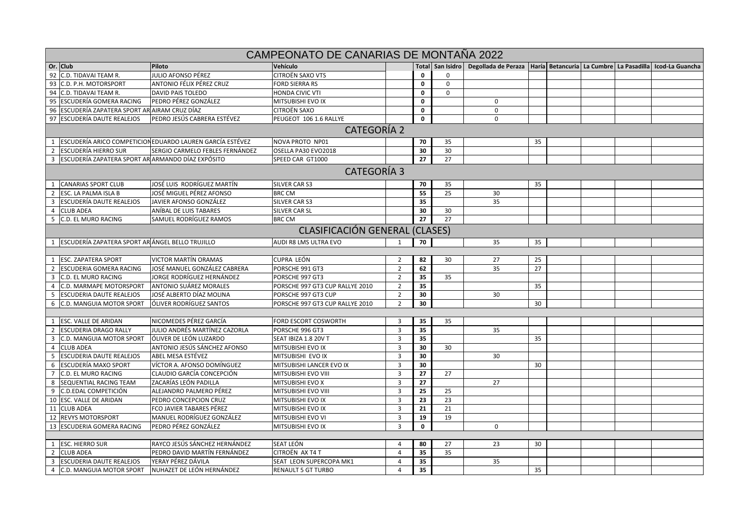# CAMPEONATO DE CANARIAS DE MONTAÑA 2022

| Or. | Club | Piloto | Vehículo | | Total | San Isidro | Degollada de Peraza | Haría | Betancuria | La Cumbre | La Pasadilla | Icod-La Guancha |
|---|---|---|---|---|---|---|---|---|---|---|---|---|
| 92 | C.D. TIDAVAI TEAM R. | JULIO AFONSO PÉREZ | CITROËN SAXO VTS | | **0** | 0 | | | | | | |
| 93 | C.D. P.H. MOTORSPORT | ANTONIO FÉLIX PÉREZ CRUZ | FORD SIERRA RS | | **0** | 0 | | | | | | |
| 94 | C.D. TIDAVAI TEAM R. | DAVID PAIS TOLEDO | HONDA CIVIC VTI | | **0** | 0 | | | | | | |
| 95 | ESCUDERÍA GOMERA RACING | PEDRO PÉREZ GONZÁLEZ | MITSUBISHI EVO IX | | **0** | | 0 | | | | | |
| 96 | ESCUDERÍA ZAPATERA SPORT AR | AIRAM CRUZ DÍAZ | CITROËN SAXO | | **0** | | 0 | | | | | |
| 97 | ESCUDERÍA DAUTE REALEJOS | PEDRO JESÚS CABRERA ESTÉVEZ | PEUGEOT 106 1.6 RALLYE | | **0** | | 0 | | | | | |
| | | | **CATEGORÍA 2** | | | | | | | | | |
| 1 | ESCUDERÍA ARICO COMPETICION | EDUARDO LAUREN GARCÍA ESTÉVEZ | NOVA PROTO NP01 | | **70** | 35 | | 35 | | | | |
| 2 | ESCUDERÍA HIERRO SUR | SERGIO CARMELO FEBLES FERNÁNDEZ | OSELLA PA30 EVO2018 | | **30** | 30 | | | | | | |
| 3 | ESCUDERÍA ZAPATERA SPORT AR | ARMANDO DÍAZ EXPÓSITO | SPEED CAR GT1000 | | **27** | 27 | | | | | | |
| | | | **CATEGORÍA 3** | | | | | | | | | |
| 1 | CANARIAS SPORT CLUB | JOSÉ LUIS RODRÍGUEZ MARTÍN | SILVER CAR S3 | | **70** | 35 | | 35 | | | | |
| 2 | ESC. LA PALMA ISLA B | JOSÉ MIGUEL PÉREZ AFONSO | BRC CM | | **55** | 25 | 30 | | | | | |
| 3 | ESCUDERÍA DAUTE REALEJOS | JAVIER AFONSO GONZÁLEZ | SILVER CAR S3 | | **35** | | 35 | | | | | |
| 4 | CLUB ADEA | ANÍBAL DE LUIS TABARES | SILVER CAR SL | | **30** | 30 | | | | | | |
| 5 | C.D. EL MURO RACING | SAMUEL RODRÍGUEZ RAMOS | BRC CM | | **27** | 27 | | | | | | |
| | | | **CLASIFICACIÓN GENERAL (CLASES)** | | | | | | | | | |
| 1 | ESCUDERÍA ZAPATERA SPORT AR | ÁNGEL BELLO TRUJILLO | AUDI R8 LMS ULTRA EVO | 1 | **70** | | 35 | 35 | | | | |
| | | | | | | | | | | | | |
| 1 | ESC. ZAPATERA SPORT | VICTOR MARTÍN ORAMAS | CUPRA LEÓN | 2 | **82** | 30 | 27 | 25 | | | | |
| 2 | ESCUDERIA GOMERA RACING | JOSÉ MANUEL GONZÁLEZ CABRERA | PORSCHE 991 GT3 | 2 | **62** | | 35 | 27 | | | | |
| 3 | C.D. EL MURO RACING | JORGE RODRÍGUEZ HERNÁNDEZ | PORSCHE 997 GT3 | 2 | **35** | 35 | | | | | | |
| 4 | C.D. MARMAPE MOTORSPORT | ANTONIO SUÁREZ MORALES | PORSCHE 997 GT3 CUP RALLYE 2010 | 2 | **35** | | | 35 | | | | |
| 5 | ESCUDERIA DAUTE REALEJOS | JOSÉ ALBERTO DÍAZ MOLINA | PORSCHE 997 GT3 CUP | 2 | **30** | | 30 | | | | | |
| 6 | C.D. MANGUIA MOTOR SPORT | ÓLIVER RODRÍGUEZ SANTOS | PORSCHE 997 GT3 CUP RALLYE 2010 | 2 | **30** | | | 30 | | | | |
| | | | | | | | | | | | | |
| 1 | ESC. VALLE DE ARIDAN | NICOMEDES PÉREZ GARCÍA | FORD ESCORT COSWORTH | 3 | **35** | 35 | | | | | | |
| 2 | ESCUDERIA DRAGO RALLY | JULIO ANDRÉS MARTÍNEZ CAZORLA | PORSCHE 996 GT3 | 3 | **35** | | 35 | | | | | |
| 3 | C.D. MANGUIA MOTOR SPORT | ÓLIVER DE LEÓN LUZARDO | SEAT IBIZA 1.8 20V T | 3 | **35** | | | 35 | | | | |
| 4 | CLUB ADEA | ANTONIO JESÚS SÁNCHEZ AFONSO | MITSUBISHI EVO IX | 3 | **30** | 30 | | | | | | |
| 5 | ESCUDERIA DAUTE REALEJOS | ABEL MESA ESTÉVEZ | MITSUBISHI EVO IX | 3 | **30** | | 30 | | | | | |
| 6 | ESCUDERÍA MAXO SPORT | VÍCTOR A. AFONSO DOMÍNGUEZ | MITSUBISHI LANCER EVO IX | 3 | **30** | | | 30 | | | | |
| 7 | C.D. EL MURO RACING | CLAUDIO GARCÍA CONCEPCIÓN | MITSUBISHI EVO VIII | 3 | **27** | 27 | | | | | | |
| 8 | SEQUENTIAL RACING TEAM | ZACARÍAS LEÓN PADILLA | MITSUBISHI EVO X | 3 | **27** | | 27 | | | | | |
| 9 | C.D.EDAL COMPETICIÓN | ALEJANDRO PALMERO PÉREZ | MITSUBISHI EVO VIII | 3 | **25** | 25 | | | | | | |
| 10 | ESC. VALLE DE ARIDAN | PEDRO CONCEPCION CRUZ | MITSUBISHI EVO IX | 3 | **23** | 23 | | | | | | |
| 11 | CLUB ADEA | FCO JAVIER TABARES PÉREZ | MITSUBISHI EVO IX | 3 | **21** | 21 | | | | | | |
| 12 | REVYS MOTORSPORT | MANUEL RODRÍGUEZ GONZÁLEZ | MITSUBISHI EVO VI | 3 | **19** | 19 | | | | | | |
| 13 | ESCUDERIA GOMERA RACING | PEDRO PÉREZ GONZÁLEZ | MITSUBISHI EVO IX | 3 | **0** | | 0 | | | | | |
| | | | | | | | | | | | | |
| 1 | ESC. HIERRO SUR | RAYCO JESÚS SÁNCHEZ HERNÁNDEZ | SEAT LEÓN | 4 | **80** | 27 | 23 | 30 | | | | |
| 2 | CLUB ADEA | PEDRO DAVID MARTÍN FERNÁNDEZ | CITROËN AX T4 T | 4 | **35** | 35 | | | | | | |
| 3 | ESCUDERIA DAUTE REALEJOS | YERAY PÉREZ DÁVILA | SEAT LEON SUPERCOPA MK1 | 4 | **35** | | 35 | | | | | |
| 4 | C.D. MANGUIA MOTOR SPORT | NUHAZET DE LEÓN HERNÁNDEZ | RENAULT 5 GT TURBO | 4 | **35** | | | 35 | | | | |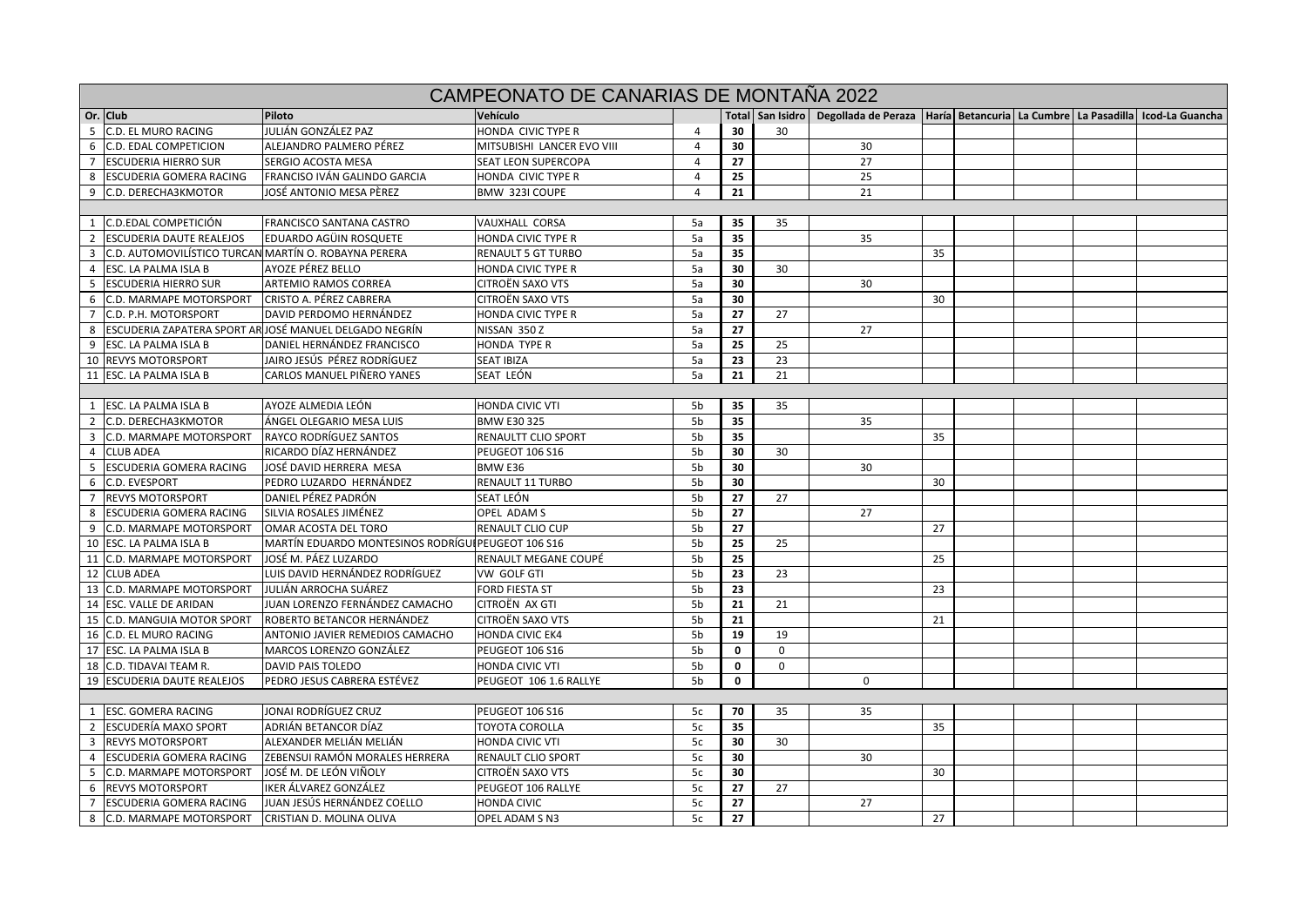# CAMPEONATO DE CANARIAS DE MONTAÑA 2022

| Or. | Club | Piloto | Vehículo | | Total | San Isidro | Degollada de Peraza | Haría | Betancuria | La Cumbre | La Pasadilla | Icod-La Guancha |
|---|---|---|---|---|---|---|---|---|---|---|---|---|
| 5 | C.D. EL MURO RACING | JULIÁN GONZÁLEZ PAZ | HONDA CIVIC TYPE R | 4 | 30 | 30 | | | | | | |
| 6 | C.D. EDAL COMPETICION | ALEJANDRO PALMERO PÉREZ | MITSUBISHI LANCER EVO VIII | 4 | 30 | | 30 | | | | | |
| 7 | ESCUDERIA HIERRO SUR | SERGIO ACOSTA MESA | SEAT LEON SUPERCOPA | 4 | 27 | | 27 | | | | | |
| 8 | ESCUDERIA GOMERA RACING | FRANCISO IVÁN GALINDO GARCIA | HONDA CIVIC TYPE R | 4 | 25 | | 25 | | | | | |
| 9 | C.D. DERECHA3KMOTOR | JOSÉ ANTONIO MESA PÈREZ | BMW 323I COUPE | 4 | 21 | | 21 | | | | | |
| | | | | | | | | | | | | |
| 1 | C.D.EDAL COMPETICIÓN | FRANCISCO SANTANA CASTRO | VAUXHALL CORSA | 5a | 35 | 35 | | | | | | |
| 2 | ESCUDERIA DAUTE REALEJOS | EDUARDO AGÜIN ROSQUETE | HONDA CIVIC TYPE R | 5a | 35 | | 35 | | | | | |
| 3 | C.D. AUTOMOVILÍSTICO TURCAN | MARTÍN O. ROBAYNA PERERA | RENAULT 5 GT TURBO | 5a | 35 | | | 35 | | | | |
| 4 | ESC. LA PALMA ISLA B | AYOZE PÉREZ BELLO | HONDA CIVIC TYPE R | 5a | 30 | 30 | | | | | | |
| 5 | ESCUDERIA HIERRO SUR | ARTEMIO RAMOS CORREA | CITROËN SAXO VTS | 5a | 30 | | 30 | | | | | |
| 6 | C.D. MARMAPE MOTORSPORT | CRISTO A. PÉREZ CABRERA | CITROËN SAXO VTS | 5a | 30 | | | 30 | | | | |
| 7 | C.D. P.H. MOTORSPORT | DAVID PERDOMO HERNÁNDEZ | HONDA CIVIC TYPE R | 5a | 27 | 27 | | | | | | |
| 8 | ESCUDERIA ZAPATERA SPORT AR | JOSÉ MANUEL DELGADO NEGRÍN | NISSAN 350 Z | 5a | 27 | | 27 | | | | | |
| 9 | ESC. LA PALMA ISLA B | DANIEL HERNÁNDEZ FRANCISCO | HONDA TYPE R | 5a | 25 | 25 | | | | | | |
| 10 | REVYS MOTORSPORT | JAIRO JESÚS PÉREZ RODRÍGUEZ | SEAT IBIZA | 5a | 23 | 23 | | | | | | |
| 11 | ESC. LA PALMA ISLA B | CARLOS MANUEL PIÑERO YANES | SEAT LEÓN | 5a | 21 | 21 | | | | | | |
| | | | | | | | | | | | | |
| 1 | ESC. LA PALMA ISLA B | AYOZE ALMEDIA LEÓN | HONDA CIVIC VTI | 5b | 35 | 35 | | | | | | |
| 2 | C.D. DERECHA3KMOTOR | ÁNGEL OLEGARIO MESA LUIS | BMW E30 325 | 5b | 35 | | 35 | | | | | |
| 3 | C.D. MARMAPE MOTORSPORT | RAYCO RODRÍGUEZ SANTOS | RENAULTT CLIO SPORT | 5b | 35 | | | 35 | | | | |
| 4 | CLUB ADEA | RICARDO DÍAZ HERNÁNDEZ | PEUGEOT 106 S16 | 5b | 30 | 30 | | | | | | |
| 5 | ESCUDERIA GOMERA RACING | JOSÉ DAVID HERRERA MESA | BMW E36 | 5b | 30 | | 30 | | | | | |
| 6 | C.D. EVESPORT | PEDRO LUZARDO HERNÁNDEZ | RENAULT 11 TURBO | 5b | 30 | | | 30 | | | | |
| 7 | REVYS MOTORSPORT | DANIEL PÉREZ PADRÓN | SEAT LEÓN | 5b | 27 | 27 | | | | | | |
| 8 | ESCUDERIA GOMERA RACING | SILVIA ROSALES JIMÉNEZ | OPEL ADAM S | 5b | 27 | | 27 | | | | | |
| 9 | C.D. MARMAPE MOTORSPORT | OMAR ACOSTA DEL TORO | RENAULT CLIO CUP | 5b | 27 | | | 27 | | | | |
| 10 | ESC. LA PALMA ISLA B | MARTÍN EDUARDO MONTESINOS RODRÍGU | PEUGEOT 106 S16 | 5b | 25 | 25 | | | | | | |
| 11 | C.D. MARMAPE MOTORSPORT | JOSÉ M. PÁEZ LUZARDO | RENAULT MEGANE COUPÉ | 5b | 25 | | | 25 | | | | |
| 12 | CLUB ADEA | LUIS DAVID HERNÁNDEZ RODRÍGUEZ | VW GOLF GTI | 5b | 23 | 23 | | | | | | |
| 13 | C.D. MARMAPE MOTORSPORT | JULIÁN ARROCHA SUÁREZ | FORD FIESTA ST | 5b | 23 | | | 23 | | | | |
| 14 | ESC. VALLE DE ARIDAN | JUAN LORENZO FERNÁNDEZ CAMACHO | CITROËN AX GTI | 5b | 21 | 21 | | | | | | |
| 15 | C.D. MANGUIA MOTOR SPORT | ROBERTO BETANCOR HERNÁNDEZ | CITROËN SAXO VTS | 5b | 21 | | | 21 | | | | |
| 16 | C.D. EL MURO RACING | ANTONIO JAVIER REMEDIOS CAMACHO | HONDA CIVIC EK4 | 5b | 19 | 19 | | | | | | |
| 17 | ESC. LA PALMA ISLA B | MARCOS LORENZO GONZÁLEZ | PEUGEOT 106 S16 | 5b | 0 | 0 | | | | | | |
| 18 | C.D. TIDAVAI TEAM R. | DAVID PAIS TOLEDO | HONDA CIVIC VTI | 5b | 0 | 0 | | | | | | |
| 19 | ESCUDERIA DAUTE REALEJOS | PEDRO JESUS CABRERA ESTÉVEZ | PEUGEOT 106 1.6 RALLYE | 5b | 0 | | 0 | | | | | |
| | | | | | | | | | | | | |
| 1 | ESC. GOMERA RACING | JONAI RODRÍGUEZ CRUZ | PEUGEOT 106 S16 | 5c | 70 | 35 | 35 | | | | | |
| 2 | ESCUDERÍA MAXO SPORT | ADRIÁN BETANCOR DÍAZ | TOYOTA COROLLA | 5c | 35 | | | 35 | | | | |
| 3 | REVYS MOTORSPORT | ALEXANDER MELIÁN MELIÁN | HONDA CIVIC VTI | 5c | 30 | 30 | | | | | | |
| 4 | ESCUDERIA GOMERA RACING | ZEBENSUI RAMÓN MORALES HERRERA | RENAULT CLIO SPORT | 5c | 30 | | 30 | | | | | |
| 5 | C.D. MARMAPE MOTORSPORT | JOSÉ M. DE LEÓN VIÑOLY | CITROËN SAXO VTS | 5c | 30 | | | 30 | | | | |
| 6 | REVYS MOTORSPORT | IKER ÁLVAREZ GONZÁLEZ | PEUGEOT 106 RALLYE | 5c | 27 | 27 | | | | | | |
| 7 | ESCUDERIA GOMERA RACING | JUAN JESÚS HERNÁNDEZ COELLO | HONDA CIVIC | 5c | 27 | | 27 | | | | | |
| 8 | C.D. MARMAPE MOTORSPORT | CRISTIAN D. MOLINA OLIVA | OPEL ADAM S N3 | 5c | 27 | | | 27 | | | | |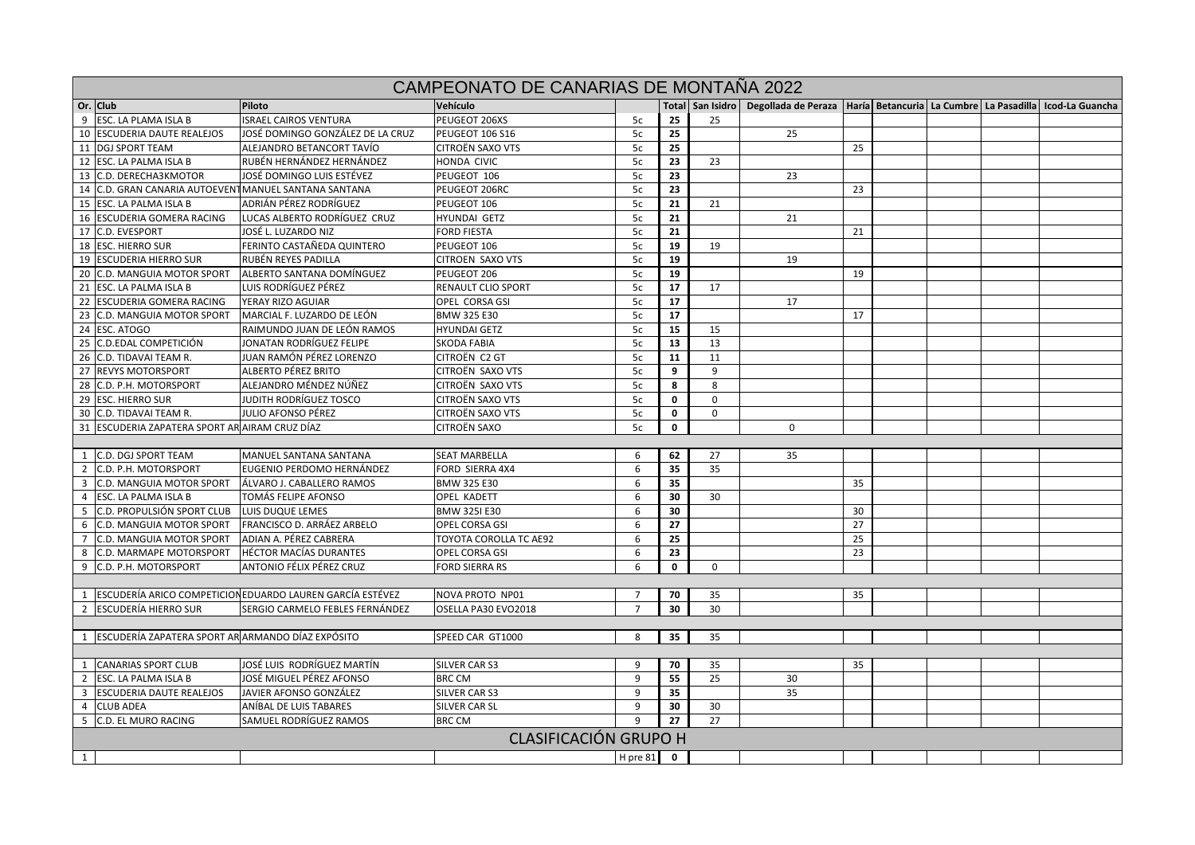# CAMPEONATO DE CANARIAS DE MONTAÑA 2022

| Or. | Club | Piloto | Vehículo | | Total | San Isidro | Degollada de Peraza | Haría | Betancuria | La Cumbre | La Pasadilla | Icod-La Guancha |
|---|---|---|---|---|---|---|---|---|---|---|---|---|
| 9 | ESC. LA PLAMA ISLA B | ISRAEL CAIROS VENTURA | PEUGEOT 206XS | 5c | **25** | 25 | | | | | | |
| 10 | ESCUDERIA DAUTE REALEJOS | JOSÉ DOMINGO GONZÁLEZ DE LA CRUZ | PEUGEOT 106 S16 | 5c | **25** | | 25 | | | | | |
| 11 | DGJ SPORT TEAM | ALEJANDRO BETANCORT TAVÍO | CITROËN SAXO VTS | 5c | **25** | | | 25 | | | | |
| 12 | ESC. LA PALMA ISLA B | RUBÉN HERNÁNDEZ HERNÁNDEZ | HONDA CIVIC | 5c | **23** | 23 | | | | | | |
| 13 | C.D. DERECHA3KMOTOR | JOSÉ DOMINGO LUIS ESTÉVEZ | PEUGEOT 106 | 5c | **23** | | 23 | | | | | |
| 14 | C.D. GRAN CANARIA AUTOEVENT | MANUEL SANTANA SANTANA | PEUGEOT 206RC | 5c | **23** | | | 23 | | | | |
| 15 | ESC. LA PALMA ISLA B | ADRIÁN PÉREZ RODRÍGUEZ | PEUGEOT 106 | 5c | **21** | 21 | | | | | | |
| 16 | ESCUDERIA GOMERA RACING | LUCAS ALBERTO RODRÍGUEZ CRUZ | HYUNDAI GETZ | 5c | **21** | | 21 | | | | | |
| 17 | C.D. EVESPORT | JOSÉ L. LUZARDO NIZ | FORD FIESTA | 5c | **21** | | | 21 | | | | |
| 18 | ESC. HIERRO SUR | FERINTO CASTAÑEDA QUINTERO | PEUGEOT 106 | 5c | **19** | 19 | | | | | | |
| 19 | ESCUDERIA HIERRO SUR | RUBÉN REYES PADILLA | CITROEN SAXO VTS | 5c | **19** | | 19 | | | | | |
| 20 | C.D. MANGUIA MOTOR SPORT | ALBERTO SANTANA DOMÍNGUEZ | PEUGEOT 206 | 5c | **19** | | | 19 | | | | |
| 21 | ESC. LA PALMA ISLA B | LUIS RODRÍGUEZ PÉREZ | RENAULT CLIO SPORT | 5c | **17** | 17 | | | | | | |
| 22 | ESCUDERIA GOMERA RACING | YERAY RIZO AGUIAR | OPEL CORSA GSI | 5c | **17** | | 17 | | | | | |
| 23 | C.D. MANGUIA MOTOR SPORT | MARCIAL F. LUZARDO DE LEÓN | BMW 325 E30 | 5c | **17** | | | 17 | | | | |
| 24 | ESC. ATOGO | RAIMUNDO JUAN DE LEÓN RAMOS | HYUNDAI GETZ | 5c | **15** | 15 | | | | | | |
| 25 | C.D.EDAL COMPETICIÓN | JONATAN RODRÍGUEZ FELIPE | SKODA FABIA | 5c | **13** | 13 | | | | | | |
| 26 | C.D. TIDAVAI TEAM R. | JUAN RAMÓN PÉREZ LORENZO | CITROËN C2 GT | 5c | **11** | 11 | | | | | | |
| 27 | REVYS MOTORSPORT | ALBERTO PÉREZ BRITO | CITROËN SAXO VTS | 5c | **9** | 9 | | | | | | |
| 28 | C.D. P.H. MOTORSPORT | ALEJANDRO MÉNDEZ NÚÑEZ | CITROËN SAXO VTS | 5c | **8** | 8 | | | | | | |
| 29 | ESC. HIERRO SUR | JUDITH RODRÍGUEZ TOSCO | CITROËN SAXO VTS | 5c | **0** | 0 | | | | | | |
| 30 | C.D. TIDAVAI TEAM R. | JULIO AFONSO PÉREZ | CITROËN SAXO VTS | 5c | **0** | 0 | | | | | | |
| 31 | ESCUDERIA ZAPATERA SPORT AR | AIRAM CRUZ DÍAZ | CITROËN SAXO | 5c | **0** | | 0 | | | | | |
| | | | | | | | | | | | | |
| 1 | C.D. DGJ SPORT TEAM | MANUEL SANTANA SANTANA | SEAT MARBELLA | 6 | **62** | 27 | 35 | | | | | |
| 2 | C.D. P.H. MOTORSPORT | EUGENIO PERDOMO HERNÁNDEZ | FORD SIERRA 4X4 | 6 | **35** | 35 | | | | | | |
| 3 | C.D. MANGUIA MOTOR SPORT | ÁLVARO J. CABALLERO RAMOS | BMW 325 E30 | 6 | **35** | | | 35 | | | | |
| 4 | ESC. LA PALMA ISLA B | TOMÁS FELIPE AFONSO | OPEL KADETT | 6 | **30** | 30 | | | | | | |
| 5 | C.D. PROPULSIÓN SPORT CLUB | LUIS DUQUE LEMES | BMW 325I E30 | 6 | **30** | | | 30 | | | | |
| 6 | C.D. MANGUIA MOTOR SPORT | FRANCISCO D. ARRÁEZ ARBELO | OPEL CORSA GSI | 6 | **27** | | | 27 | | | | |
| 7 | C.D. MANGUIA MOTOR SPORT | ADIAN A. PÉREZ CABRERA | TOYOTA COROLLA TC AE92 | 6 | **25** | | | 25 | | | | |
| 8 | C.D. MARMAPE MOTORSPORT | HÉCTOR MACÍAS DURANTES | OPEL CORSA GSI | 6 | **23** | | | 23 | | | | |
| 9 | C.D. P.H. MOTORSPORT | ANTONIO FÉLIX PÉREZ CRUZ | FORD SIERRA RS | 6 | **0** | 0 | | | | | | |
| | | | | | | | | | | | | |
| 1 | ESCUDERÍA ARICO COMPETICION | EDUARDO LAUREN GARCÍA ESTÉVEZ | NOVA PROTO NP01 | 7 | **70** | 35 | | 35 | | | | |
| 2 | ESCUDERÍA HIERRO SUR | SERGIO CARMELO FEBLES FERNÁNDEZ | OSELLA PA30 EVO2018 | 7 | **30** | 30 | | | | | | |
| | | | | | | | | | | | | |
| 1 | ESCUDERÍA ZAPATERA SPORT AR | ARMANDO DÍAZ EXPÓSITO | SPEED CAR GT1000 | 8 | **35** | 35 | | | | | | |
| | | | | | | | | | | | | |
| 1 | CANARIAS SPORT CLUB | JOSÉ LUIS RODRÍGUEZ MARTÍN | SILVER CAR S3 | 9 | **70** | 35 | | 35 | | | | |
| 2 | ESC. LA PALMA ISLA B | JOSÉ MIGUEL PÉREZ AFONSO | BRC CM | 9 | **55** | 25 | 30 | | | | | |
| 3 | ESCUDERIA DAUTE REALEJOS | JAVIER AFONSO GONZÁLEZ | SILVER CAR S3 | 9 | **35** | | 35 | | | | | |
| 4 | CLUB ADEA | ANÍBAL DE LUIS TABARES | SILVER CAR SL | 9 | **30** | 30 | | | | | | |
| 5 | C.D. EL MURO RACING | SAMUEL RODRÍGUEZ RAMOS | BRC CM | 9 | **27** | 27 | | | | | | |

## CLASIFICACIÓN GRUPO H

| Or. | Club | Piloto | Vehículo | | Total | San Isidro | Degollada de Peraza | Haría | Betancuria | La Cumbre | La Pasadilla | Icod-La Guancha |
|---|---|---|---|---|---|---|---|---|---|---|---|---|
| 1 | | | | H pre 81 | **0** | | | | | | | |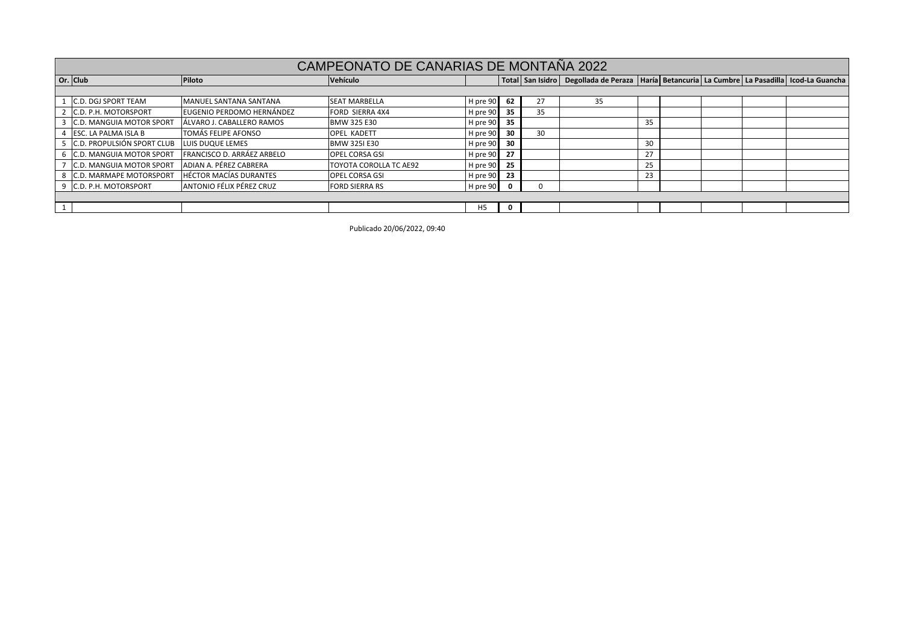# CAMPEONATO DE CANARIAS DE MONTAÑA 2022

| Or. | Club | Piloto | Vehículo | | Total | San Isidro | Degollada de Peraza | Haría | Betancuria | La Cumbre | La Pasadilla | Icod-La Guancha |
|---|---|---|---|---|---|---|---|---|---|---|---|---|
| 1 | C.D. DGJ SPORT TEAM | MANUEL SANTANA SANTANA | SEAT MARBELLA | H pre 90 | **62** | 27 | 35 | | | | | |
| 2 | C.D. P.H. MOTORSPORT | EUGENIO PERDOMO HERNÁNDEZ | FORD SIERRA 4X4 | H pre 90 | **35** | 35 | | | | | | |
| 3 | C.D. MANGUIA MOTOR SPORT | ÁLVARO J. CABALLERO RAMOS | BMW 325 E30 | H pre 90 | **35** | | | 35 | | | | |
| 4 | ESC. LA PALMA ISLA B | TOMÁS FELIPE AFONSO | OPEL KADETT | H pre 90 | **30** | 30 | | | | | | |
| 5 | C.D. PROPULSIÓN SPORT CLUB | LUIS DUQUE LEMES | BMW 325I E30 | H pre 90 | **30** | | | 30 | | | | |
| 6 | C.D. MANGUIA MOTOR SPORT | FRANCISCO D. ARRÁEZ ARBELO | OPEL CORSA GSI | H pre 90 | **27** | | | 27 | | | | |
| 7 | C.D. MANGUIA MOTOR SPORT | ADIAN A. PÉREZ CABRERA | TOYOTA COROLLA TC AE92 | H pre 90 | **25** | | | 25 | | | | |
| 8 | C.D. MARMAPE MOTORSPORT | HÉCTOR MACÍAS DURANTES | OPEL CORSA GSI | H pre 90 | **23** | | | 23 | | | | |
| 9 | C.D. P.H. MOTORSPORT | ANTONIO FÉLIX PÉREZ CRUZ | FORD SIERRA RS | H pre 90 | **0** | 0 | | | | | | |
| | | | | | | | | | | | | |
| 1 | | | | H5 | **0** | | | | | | | |

Publicado 20/06/2022, 09:40